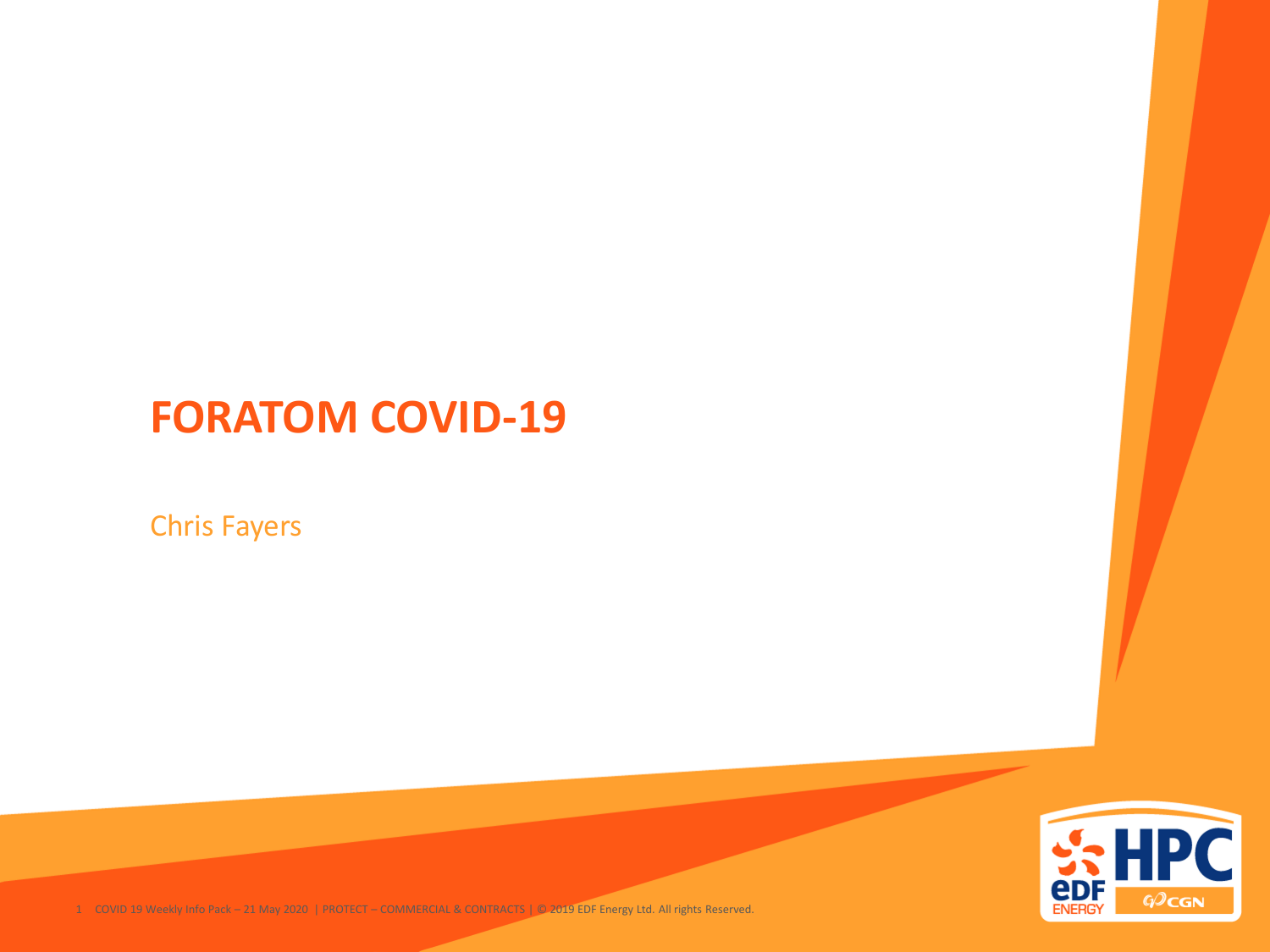# FORATOM COVID-19

Chris Fayers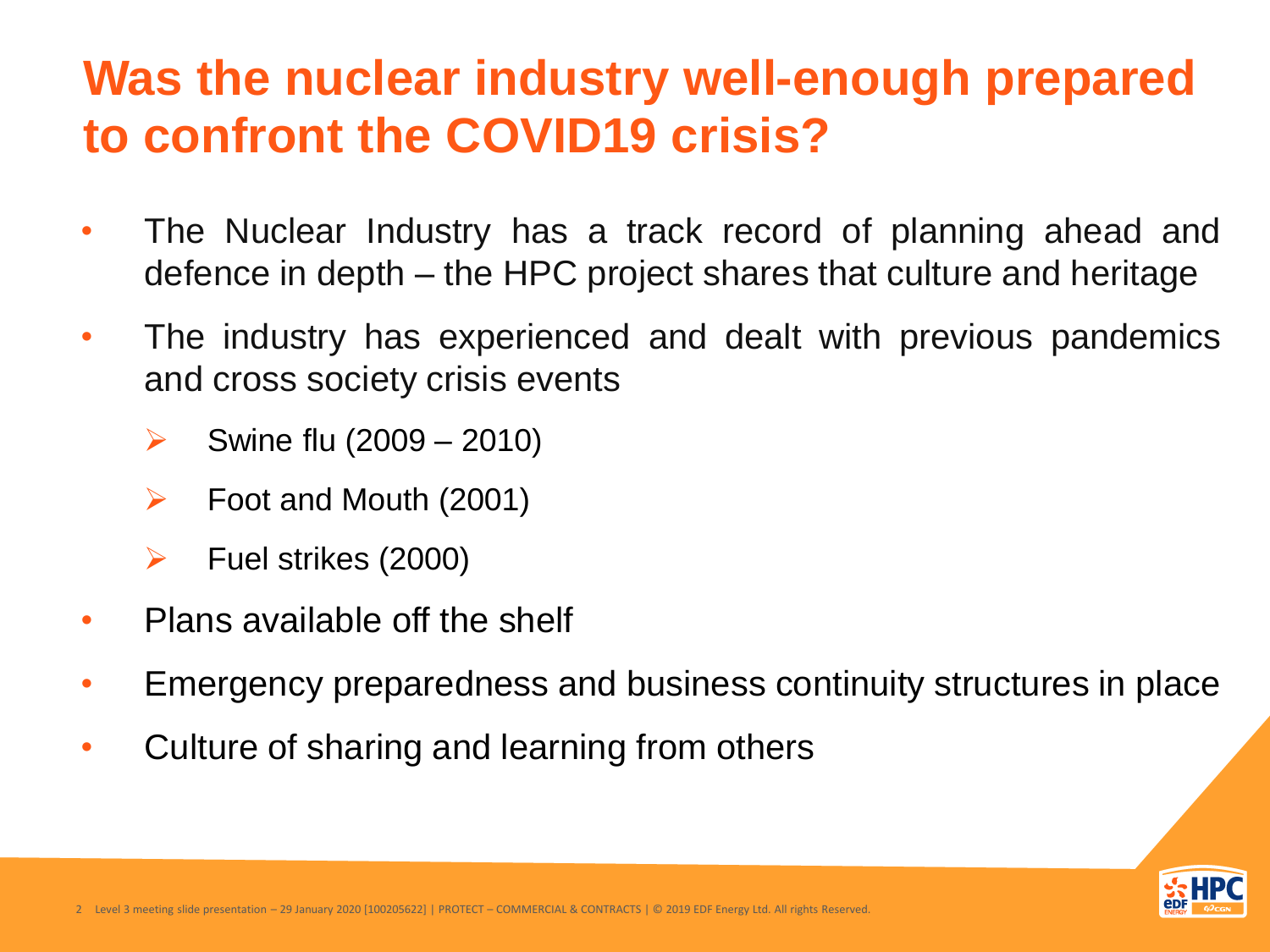# Was the nuclear industry well-enough prepared to confront the COVID19 crisis?

- The Nuclear Industry has a track record of planning ahead and defence in depth – the HPC project shares that culture and heritage
- The industry has experienced and dealt with previous pandemics and cross society crisis events
  - Swine flu (2009 – 2010)
  - Foot and Mouth (2001)
  - Fuel strikes (2000)
- Plans available off the shelf
- Emergency preparedness and business continuity structures in place
- Culture of sharing and learning from others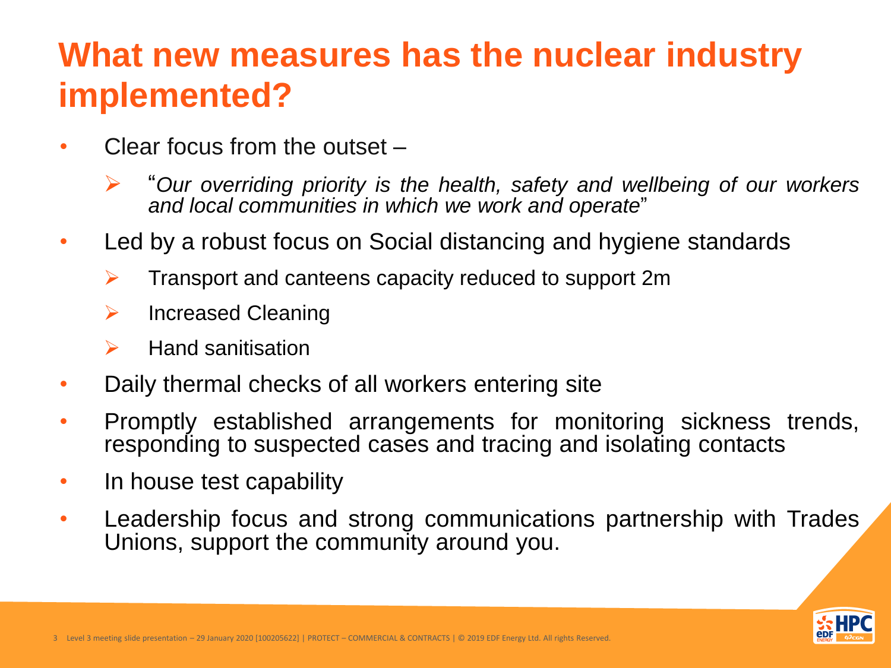# What new measures has the nuclear industry implemented?

- Clear focus from the outset –
  - "*Our overriding priority is the health, safety and wellbeing of our workers and local communities in which we work and operate*"
- Led by a robust focus on Social distancing and hygiene standards
  - Transport and canteens capacity reduced to support 2m
  - Increased Cleaning
  - Hand sanitisation
- Daily thermal checks of all workers entering site
- Promptly established arrangements for monitoring sickness trends, responding to suspected cases and tracing and isolating contacts
- In house test capability
- Leadership focus and strong communications partnership with Trades Unions, support the community around you.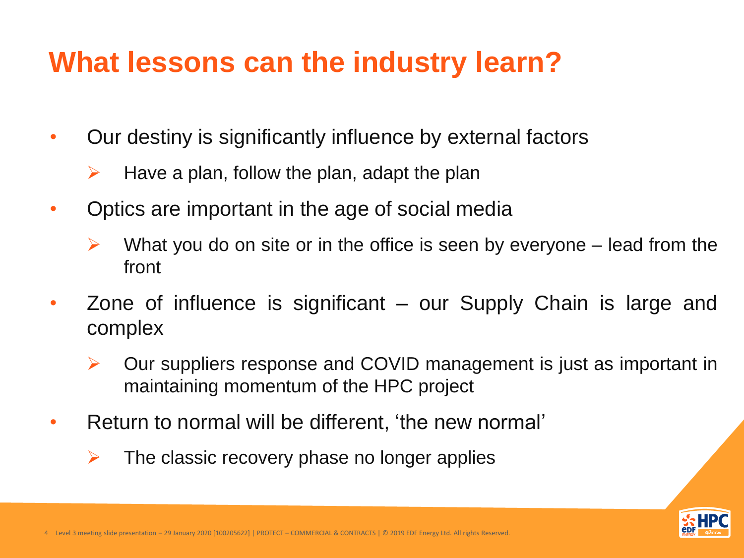# What lessons can the industry learn?

- Our destiny is significantly influence by external factors
  - Have a plan, follow the plan, adapt the plan
- Optics are important in the age of social media
  - What you do on site or in the office is seen by everyone – lead from the front
- Zone of influence is significant – our Supply Chain is large and complex
  - Our suppliers response and COVID management is just as important in maintaining momentum of the HPC project
- Return to normal will be different, 'the new normal'
  - The classic recovery phase no longer applies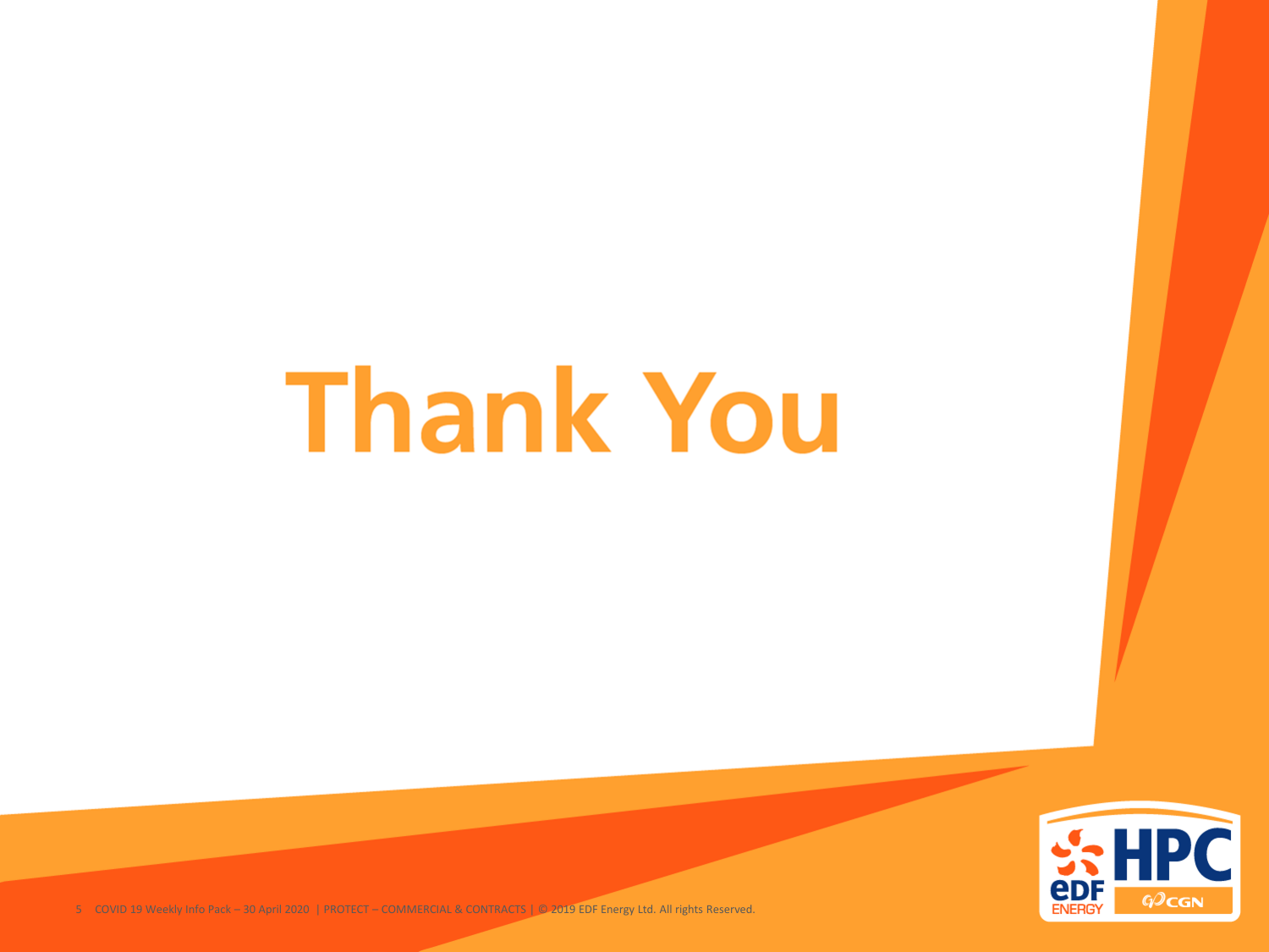# Thank You